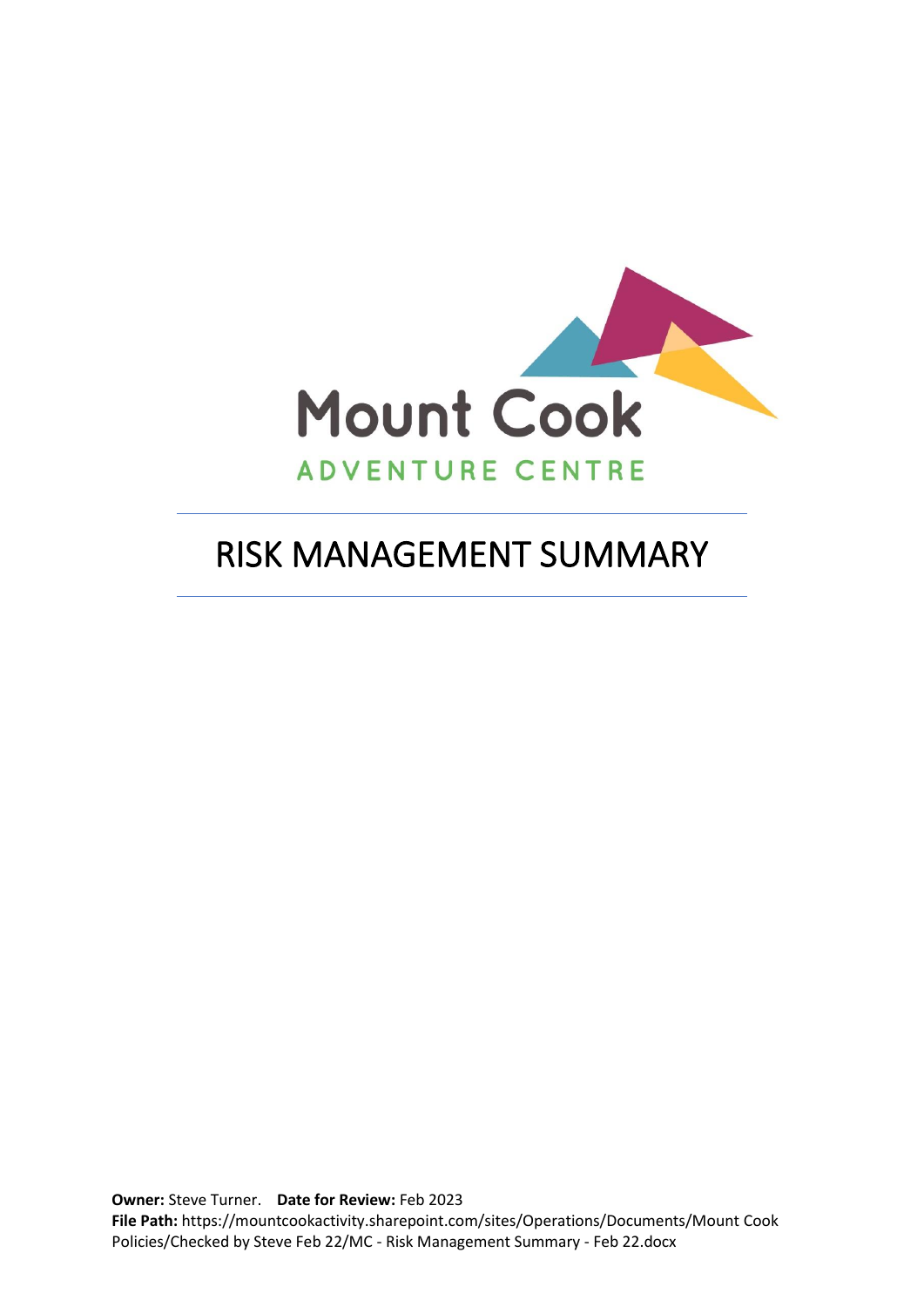Mount Cook

ADVENTURE CENTRE

# RISK MANAGEMENT SUMMARY

**Owner:** Steve Turner. **Date for Review:** Feb 2023
**File Path:** https://mountcookactivity.sharepoint.com/sites/Operations/Documents/Mount Cook Policies/Checked by Steve Feb 22/MC - Risk Management Summary - Feb 22.docx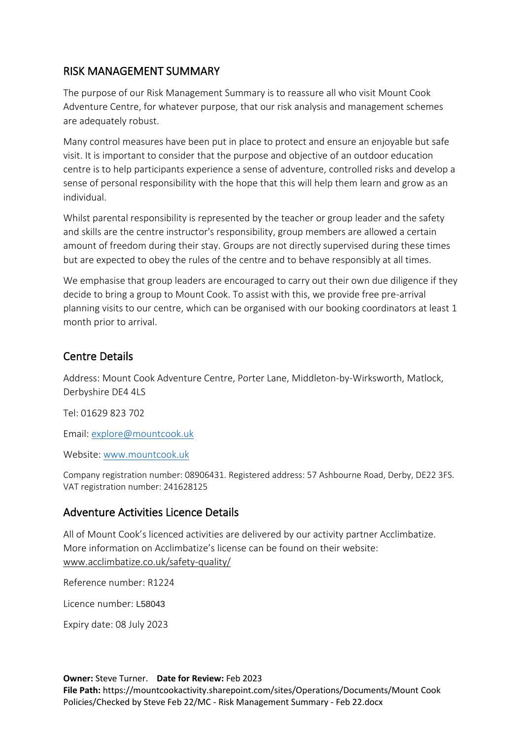## RISK MANAGEMENT SUMMARY

The purpose of our Risk Management Summary is to reassure all who visit Mount Cook Adventure Centre, for whatever purpose, that our risk analysis and management schemes are adequately robust.

Many control measures have been put in place to protect and ensure an enjoyable but safe visit. It is important to consider that the purpose and objective of an outdoor education centre is to help participants experience a sense of adventure, controlled risks and develop a sense of personal responsibility with the hope that this will help them learn and grow as an individual.

Whilst parental responsibility is represented by the teacher or group leader and the safety and skills are the centre instructor's responsibility, group members are allowed a certain amount of freedom during their stay. Groups are not directly supervised during these times but are expected to obey the rules of the centre and to behave responsibly at all times.

We emphasise that group leaders are encouraged to carry out their own due diligence if they decide to bring a group to Mount Cook. To assist with this, we provide free pre-arrival planning visits to our centre, which can be organised with our booking coordinators at least 1 month prior to arrival.

## Centre Details

Address: Mount Cook Adventure Centre, Porter Lane, Middleton-by-Wirksworth, Matlock, Derbyshire DE4 4LS

Tel: 01629 823 702

Email: explore@mountcook.uk

Website: www.mountcook.uk

Company registration number: 08906431. Registered address: 57 Ashbourne Road, Derby, DE22 3FS. VAT registration number: 241628125

## Adventure Activities Licence Details

All of Mount Cook's licenced activities are delivered by our activity partner Acclimbatize. More information on Acclimbatize's license can be found on their website: www.acclimbatize.co.uk/safety-quality/

Reference number: R1224

Licence number: L58043

Expiry date: 08 July 2023

**Owner:** Steve Turner. **Date for Review:** Feb 2023
**File Path:** https://mountcookactivity.sharepoint.com/sites/Operations/Documents/Mount Cook Policies/Checked by Steve Feb 22/MC - Risk Management Summary - Feb 22.docx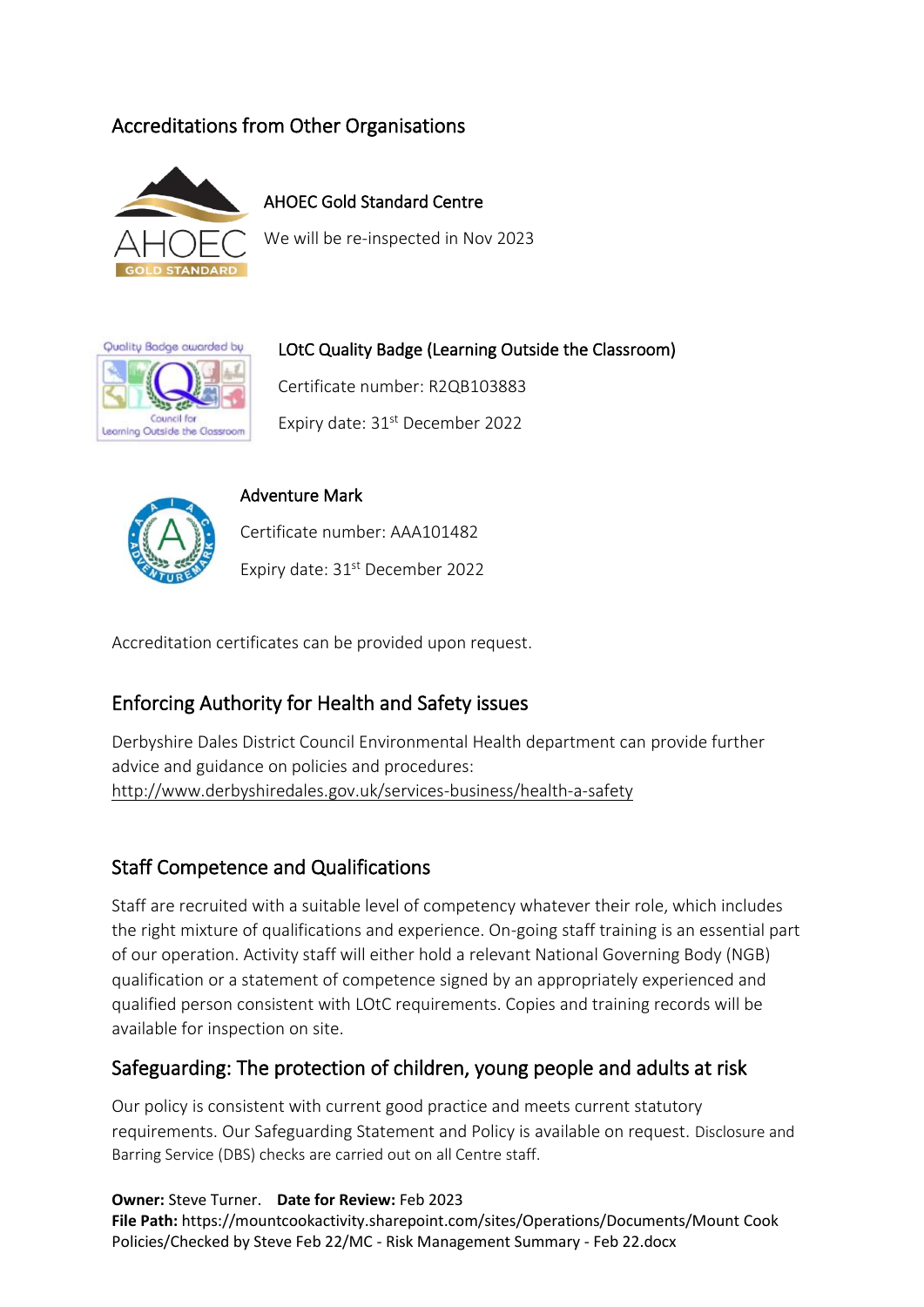## Accreditations from Other Organisations

### AHOEC Gold Standard Centre

We will be re-inspected in Nov 2023

### LOtC Quality Badge (Learning Outside the Classroom)

Certificate number: R2QB103883

Expiry date: 31st December 2022

### Adventure Mark

Certificate number: AAA101482

Expiry date: 31st December 2022

Accreditation certificates can be provided upon request.

## Enforcing Authority for Health and Safety issues

Derbyshire Dales District Council Environmental Health department can provide further advice and guidance on policies and procedures: http://www.derbyshiredales.gov.uk/services-business/health-a-safety

## Staff Competence and Qualifications

Staff are recruited with a suitable level of competency whatever their role, which includes the right mixture of qualifications and experience. On-going staff training is an essential part of our operation. Activity staff will either hold a relevant National Governing Body (NGB) qualification or a statement of competence signed by an appropriately experienced and qualified person consistent with LOtC requirements. Copies and training records will be available for inspection on site.

## Safeguarding: The protection of children, young people and adults at risk

Our policy is consistent with current good practice and meets current statutory requirements. Our Safeguarding Statement and Policy is available on request. Disclosure and Barring Service (DBS) checks are carried out on all Centre staff.

**Owner:** Steve Turner. **Date for Review:** Feb 2023
**File Path:** https://mountcookactivity.sharepoint.com/sites/Operations/Documents/Mount Cook Policies/Checked by Steve Feb 22/MC - Risk Management Summary - Feb 22.docx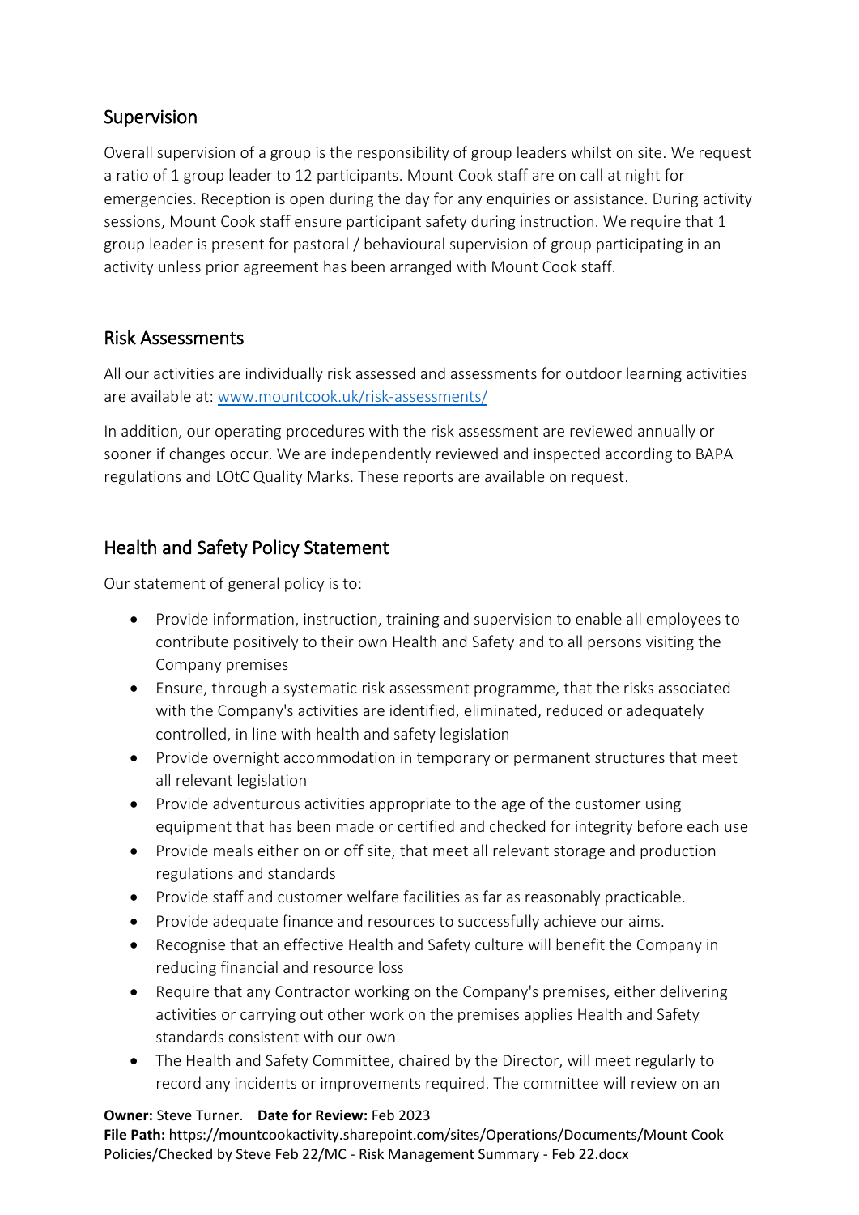## Supervision

Overall supervision of a group is the responsibility of group leaders whilst on site. We request a ratio of 1 group leader to 12 participants. Mount Cook staff are on call at night for emergencies. Reception is open during the day for any enquiries or assistance. During activity sessions, Mount Cook staff ensure participant safety during instruction. We require that 1 group leader is present for pastoral / behavioural supervision of group participating in an activity unless prior agreement has been arranged with Mount Cook staff.

## Risk Assessments

All our activities are individually risk assessed and assessments for outdoor learning activities are available at: [www.mountcook.uk/risk-assessments/](www.mountcook.uk/risk-assessments/)

In addition, our operating procedures with the risk assessment are reviewed annually or sooner if changes occur. We are independently reviewed and inspected according to BAPA regulations and LOtC Quality Marks. These reports are available on request.

## Health and Safety Policy Statement

Our statement of general policy is to:

- Provide information, instruction, training and supervision to enable all employees to contribute positively to their own Health and Safety and to all persons visiting the Company premises
- Ensure, through a systematic risk assessment programme, that the risks associated with the Company's activities are identified, eliminated, reduced or adequately controlled, in line with health and safety legislation
- Provide overnight accommodation in temporary or permanent structures that meet all relevant legislation
- Provide adventurous activities appropriate to the age of the customer using equipment that has been made or certified and checked for integrity before each use
- Provide meals either on or off site, that meet all relevant storage and production regulations and standards
- Provide staff and customer welfare facilities as far as reasonably practicable.
- Provide adequate finance and resources to successfully achieve our aims.
- Recognise that an effective Health and Safety culture will benefit the Company in reducing financial and resource loss
- Require that any Contractor working on the Company's premises, either delivering activities or carrying out other work on the premises applies Health and Safety standards consistent with our own
- The Health and Safety Committee, chaired by the Director, will meet regularly to record any incidents or improvements required. The committee will review on an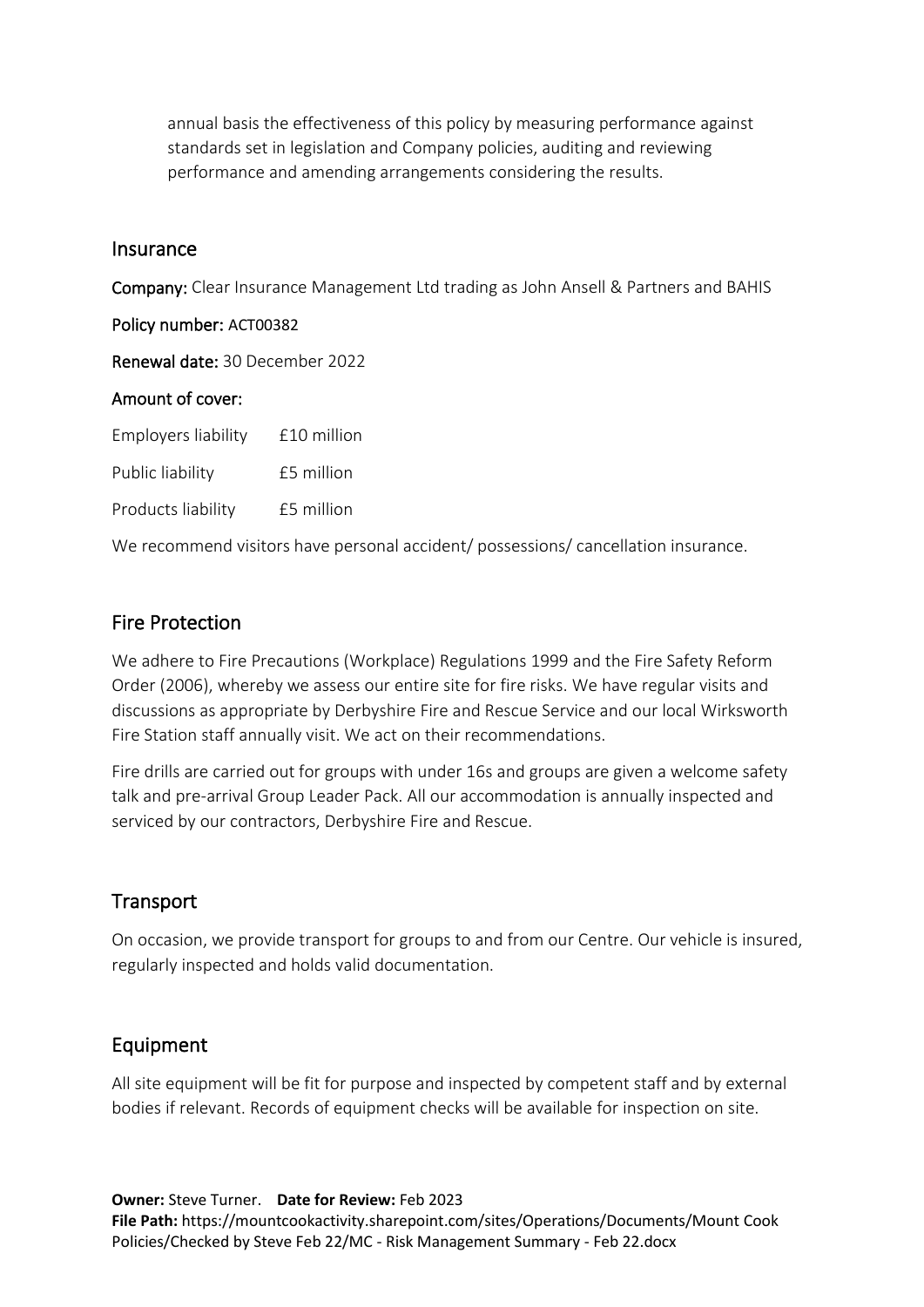annual basis the effectiveness of this policy by measuring performance against standards set in legislation and Company policies, auditing and reviewing performance and amending arrangements considering the results.

## Insurance

**Company:** Clear Insurance Management Ltd trading as John Ansell & Partners and BAHIS

**Policy number:** ACT00382

**Renewal date:** 30 December 2022

**Amount of cover:**

| | |
|---|---|
| Employers liability | £10 million |
| Public liability | £5 million |
| Products liability | £5 million |

We recommend visitors have personal accident/ possessions/ cancellation insurance.

## Fire Protection

We adhere to Fire Precautions (Workplace) Regulations 1999 and the Fire Safety Reform Order (2006), whereby we assess our entire site for fire risks. We have regular visits and discussions as appropriate by Derbyshire Fire and Rescue Service and our local Wirksworth Fire Station staff annually visit. We act on their recommendations.

Fire drills are carried out for groups with under 16s and groups are given a welcome safety talk and pre-arrival Group Leader Pack. All our accommodation is annually inspected and serviced by our contractors, Derbyshire Fire and Rescue.

## Transport

On occasion, we provide transport for groups to and from our Centre. Our vehicle is insured, regularly inspected and holds valid documentation.

## Equipment

All site equipment will be fit for purpose and inspected by competent staff and by external bodies if relevant. Records of equipment checks will be available for inspection on site.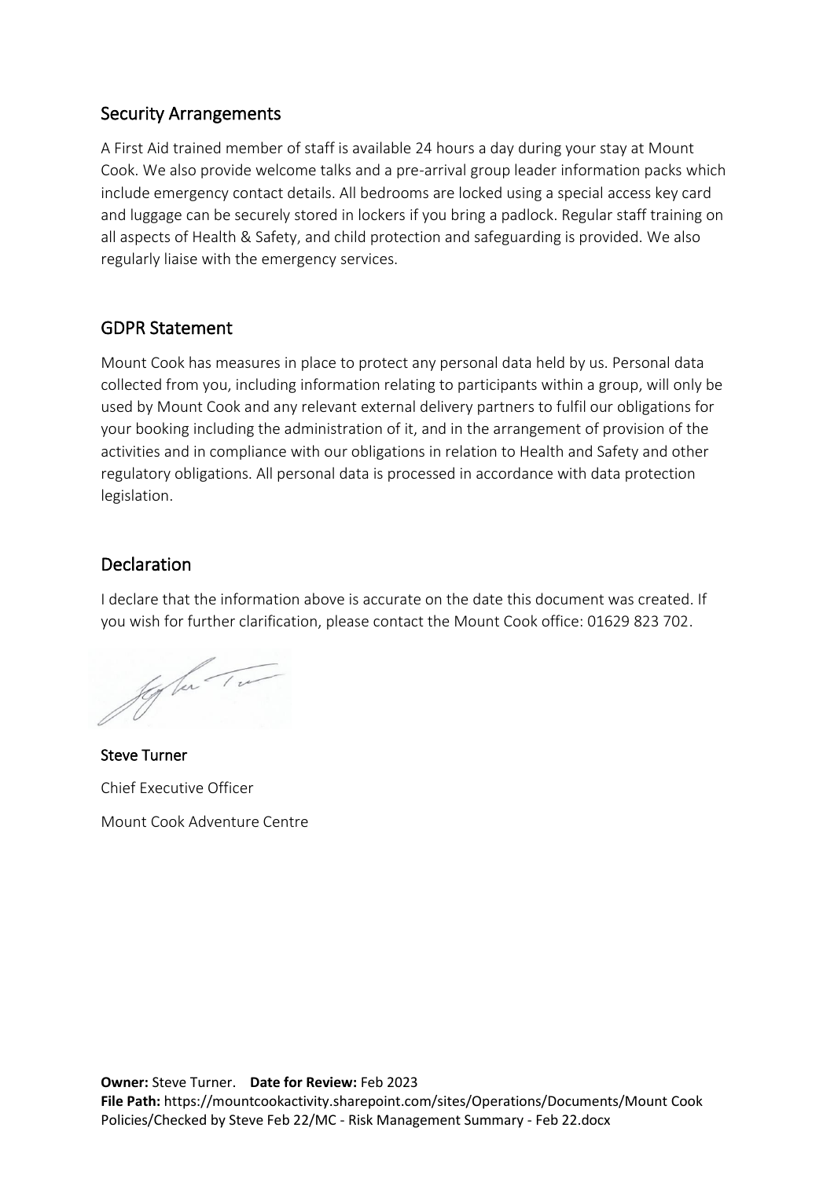## Security Arrangements

A First Aid trained member of staff is available 24 hours a day during your stay at Mount Cook. We also provide welcome talks and a pre-arrival group leader information packs which include emergency contact details. All bedrooms are locked using a special access key card and luggage can be securely stored in lockers if you bring a padlock. Regular staff training on all aspects of Health & Safety, and child protection and safeguarding is provided. We also regularly liaise with the emergency services.

## GDPR Statement

Mount Cook has measures in place to protect any personal data held by us. Personal data collected from you, including information relating to participants within a group, will only be used by Mount Cook and any relevant external delivery partners to fulfil our obligations for your booking including the administration of it, and in the arrangement of provision of the activities and in compliance with our obligations in relation to Health and Safety and other regulatory obligations. All personal data is processed in accordance with data protection legislation.

## Declaration

I declare that the information above is accurate on the date this document was created. If you wish for further clarification, please contact the Mount Cook office: 01629 823 702.

**Steve Turner**

Chief Executive Officer

Mount Cook Adventure Centre

**Owner:** Steve Turner. **Date for Review:** Feb 2023
**File Path:** https://mountcookactivity.sharepoint.com/sites/Operations/Documents/Mount Cook Policies/Checked by Steve Feb 22/MC - Risk Management Summary - Feb 22.docx